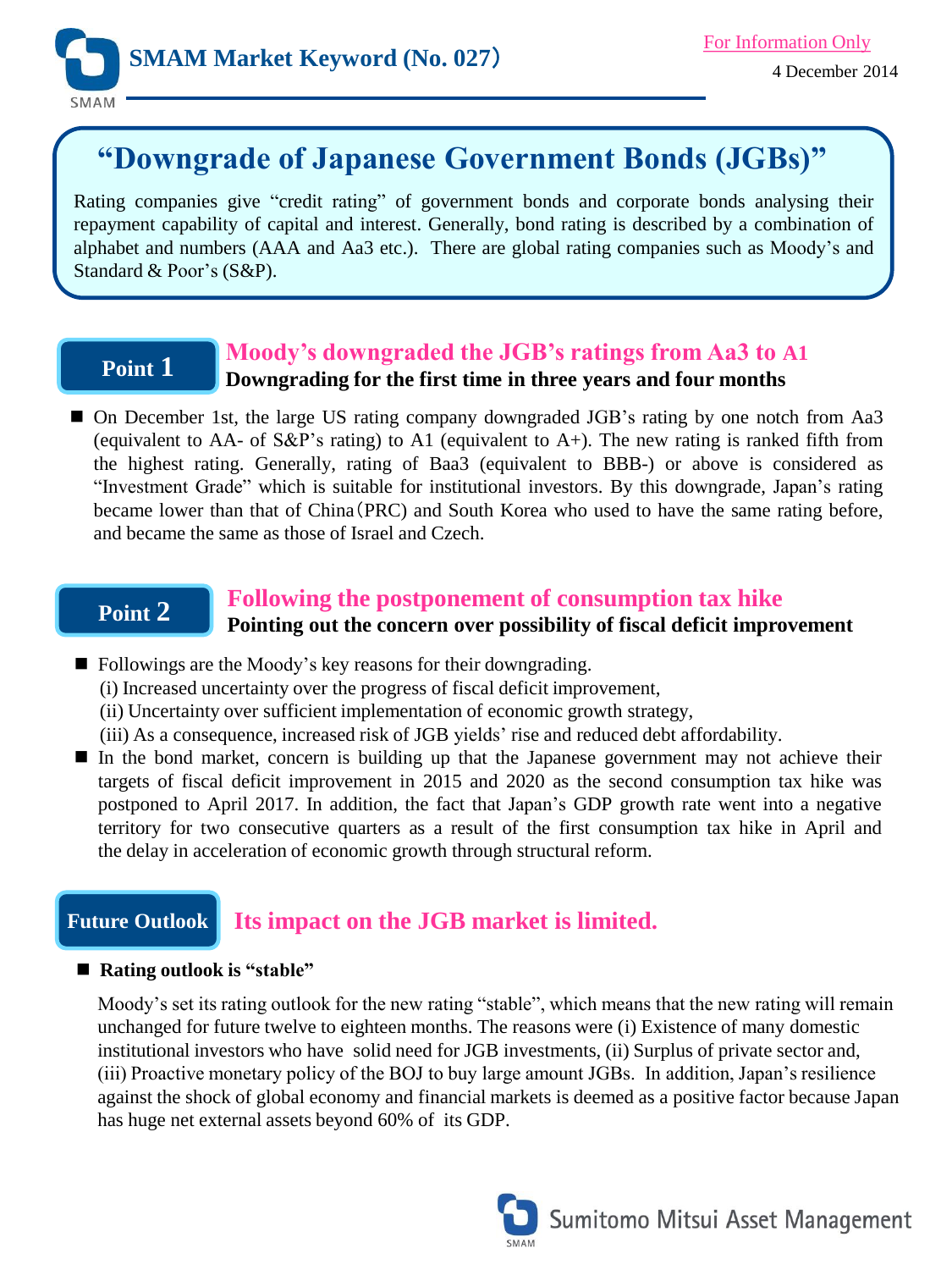**SMAM Market Keyword (No. 027)**

For Information Only

4 December 2014

# "Downgrade of Japanese Government Bonds (JGBs)"

Rating companies give "credit rating" of government bonds and corporate bonds analysing their repayment capability of capital and interest. Generally, bond rating is described by a combination of alphabet and numbers (AAA and Aa3 etc.). There are global rating companies such as Moody's and Standard & Poor's (S&P).

## Point 1

### Moody's downgraded the JGB's ratings from Aa3 to A1

**Downgrading for the first time in three years and four months**

- On December 1st, the large US rating company downgraded JGB's rating by one notch from Aa3 (equivalent to AA- of S&P's rating) to A1 (equivalent to A+). The new rating is ranked fifth from the highest rating. Generally, rating of Baa3 (equivalent to BBB-) or above is considered as "Investment Grade" which is suitable for institutional investors. By this downgrade, Japan's rating became lower than that of China(PRC) and South Korea who used to have the same rating before, and became the same as those of Israel and Czech.

## Point 2

### Following the postponement of consumption tax hike

**Pointing out the concern over possibility of fiscal deficit improvement**

- Followings are the Moody's key reasons for their downgrading.
  (i) Increased uncertainty over the progress of fiscal deficit improvement,
  (ii) Uncertainty over sufficient implementation of economic growth strategy,
  (iii) As a consequence, increased risk of JGB yields' rise and reduced debt affordability.
- In the bond market, concern is building up that the Japanese government may not achieve their targets of fiscal deficit improvement in 2015 and 2020 as the second consumption tax hike was postponed to April 2017. In addition, the fact that Japan's GDP growth rate went into a negative territory for two consecutive quarters as a result of the first consumption tax hike in April and the delay in acceleration of economic growth through structural reform.

## Future Outlook

### Its impact on the JGB market is limited.

- **Rating outlook is "stable"**

Moody's set its rating outlook for the new rating "stable", which means that the new rating will remain unchanged for future twelve to eighteen months. The reasons were (i) Existence of many domestic institutional investors who have solid need for JGB investments, (ii) Surplus of private sector and, (iii) Proactive monetary policy of the BOJ to buy large amount JGBs. In addition, Japan's resilience against the shock of global economy and financial markets is deemed as a positive factor because Japan has huge net external assets beyond 60% of its GDP.

Sumitomo Mitsui Asset Management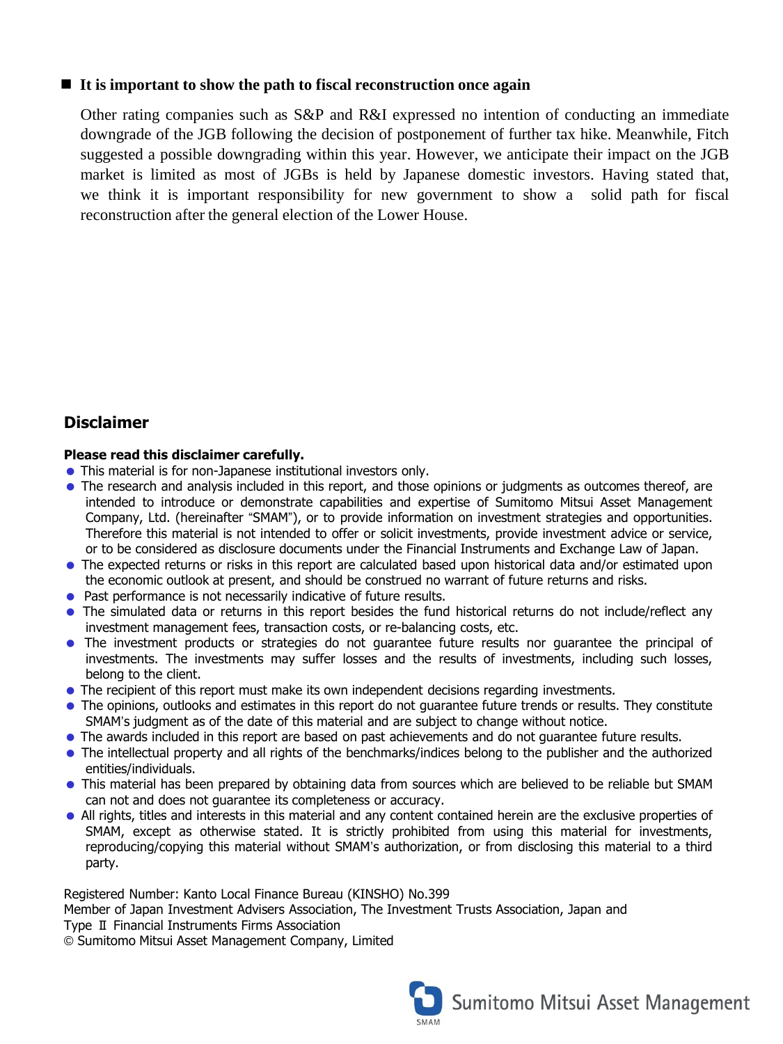## ■ It is important to show the path to fiscal reconstruction once again

Other rating companies such as S&P and R&I expressed no intention of conducting an immediate downgrade of the JGB following the decision of postponement of further tax hike. Meanwhile, Fitch suggested a possible downgrading within this year. However, we anticipate their impact on the JGB market is limited as most of JGBs is held by Japanese domestic investors. Having stated that, we think it is important responsibility for new government to show a solid path for fiscal reconstruction after the general election of the Lower House.

## Disclaimer

**Please read this disclaimer carefully.**

- This material is for non-Japanese institutional investors only.
- The research and analysis included in this report, and those opinions or judgments as outcomes thereof, are intended to introduce or demonstrate capabilities and expertise of Sumitomo Mitsui Asset Management Company, Ltd. (hereinafter "SMAM"), or to provide information on investment strategies and opportunities. Therefore this material is not intended to offer or solicit investments, provide investment advice or service, or to be considered as disclosure documents under the Financial Instruments and Exchange Law of Japan.
- The expected returns or risks in this report are calculated based upon historical data and/or estimated upon the economic outlook at present, and should be construed no warrant of future returns and risks.
- Past performance is not necessarily indicative of future results.
- The simulated data or returns in this report besides the fund historical returns do not include/reflect any investment management fees, transaction costs, or re-balancing costs, etc.
- The investment products or strategies do not guarantee future results nor guarantee the principal of investments. The investments may suffer losses and the results of investments, including such losses, belong to the client.
- The recipient of this report must make its own independent decisions regarding investments.
- The opinions, outlooks and estimates in this report do not guarantee future trends or results. They constitute SMAM's judgment as of the date of this material and are subject to change without notice.
- The awards included in this report are based on past achievements and do not guarantee future results.
- The intellectual property and all rights of the benchmarks/indices belong to the publisher and the authorized entities/individuals.
- This material has been prepared by obtaining data from sources which are believed to be reliable but SMAM can not and does not guarantee its completeness or accuracy.
- All rights, titles and interests in this material and any content contained herein are the exclusive properties of SMAM, except as otherwise stated. It is strictly prohibited from using this material for investments, reproducing/copying this material without SMAM's authorization, or from disclosing this material to a third party.

Registered Number: Kanto Local Finance Bureau (KINSHO) No.399
Member of Japan Investment Advisers Association, The Investment Trusts Association, Japan and Type Ⅱ Financial Instruments Firms Association
© Sumitomo Mitsui Asset Management Company, Limited

Sumitomo Mitsui Asset Management